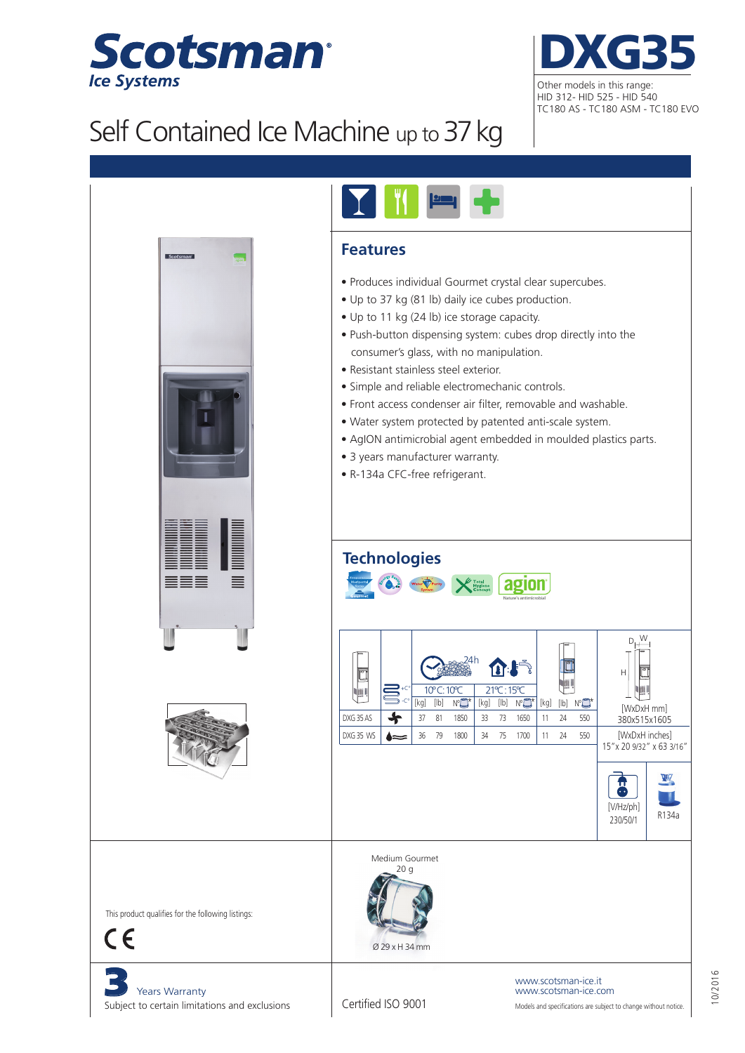# Scotsman Ice Systems

# DXG35

Other models in this range:
HID 312- HID 525 - HID 540
TC180 AS - TC180 ASM - TC180 EVO

## Self Contained Ice Machine up to 37 kg

## Features

- Produces individual Gourmet crystal clear supercubes.
- Up to 37 kg (81 lb) daily ice cubes production.
- Up to 11 kg (24 lb) ice storage capacity.
- Push-button dispensing system: cubes drop directly into the consumer's glass, with no manipulation.
- Resistant stainless steel exterior.
- Simple and reliable electromechanic controls.
- Front access condenser air filter, removable and washable.
- Water system protected by patented anti-scale system.
- AgION antimicrobial agent embedded in moulded plastics parts.
- 3 years manufacturer warranty.
- R-134a CFC-free refrigerant.

## Technologies

| Model | | 24h 10°C : 10°C [kg] | [lb] | N° | 21°C : 15°C [kg] | [lb] | N° | Storage [kg] | [lb] | N° |
|---|---|---|---|---|---|---|---|---|---|---|
| DXG 35 AS | Air | 37 | 81 | 1850 | 33 | 73 | 1650 | 11 | 24 | 550 |
| DXG 35 WS | Water | 36 | 79 | 1800 | 34 | 75 | 1700 | 11 | 24 | 550 |

[WxDxH mm]
380x515x1605

[WxDxH inches]
15" x 20 9/32" x 63 3/16"

[V/Hz/ph]
230/50/1

R134a

Medium Gourmet
20 g
Ø 29 x H 34 mm

This product qualifies for the following listings:
CE

3 Years Warranty
Subject to certain limitations and exclusions

Certified ISO 9001

www.scotsman-ice.it
www.scotsman-ice.com
Models and specifications are subject to change without notice.

10/2016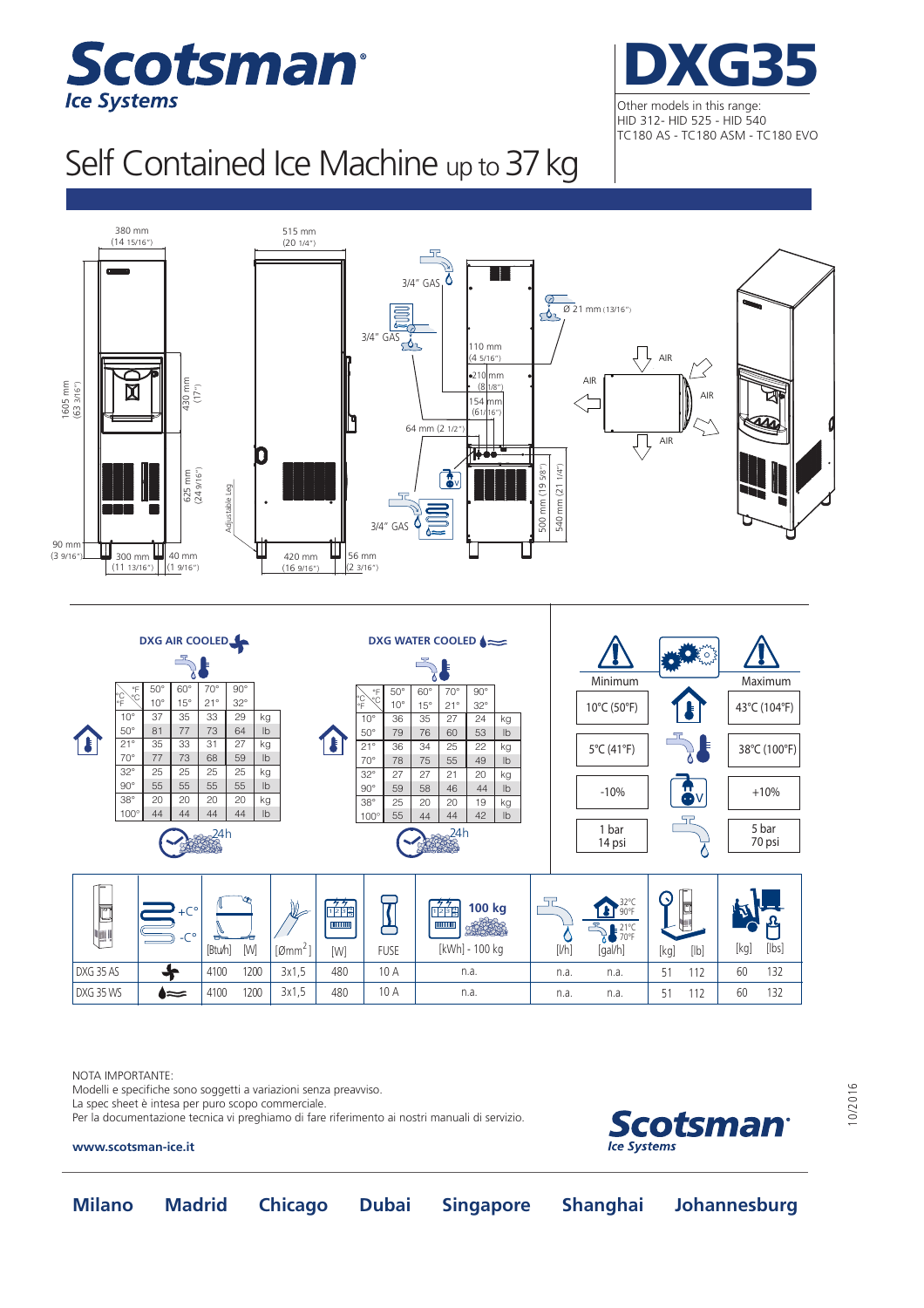# Scotsman
*Ice Systems*

# DXG35

Other models in this range:
HID 312- HID 525 - HID 540
TC180 AS - TC180 ASM - TC180 EVO

## Self Contained Ice Machine up to 37 kg

380 mm (14 15/16")
515 mm (20 1/4")
3/4" GAS
3/4" GAS
Ø 21 mm (13/16")
110 mm (4 5/16")
210 mm (8 1/8")
154 mm (6 1/16")
64 mm (2 1/2")
AIR
AIR
AIR
AIR
1605 mm (63 3/16")
430 mm (17")
625 mm (24 9/16")
Adjustable Leg
3/4" GAS
500 mm (19 5/8")
540 mm (21 1/4")
90 mm (3 9/16")
300 mm (11 13/16")
40 mm (1 9/16")
420 mm (16 9/16")
56 mm (2 3/16")

**DXG AIR COOLED**

| °C / °F | 50° / 10° | 60° / 15° | 70° / 21° | 90° / 32° | |
|---|---|---|---|---|---|
| 10° | 37 | 35 | 33 | 29 | kg |
| 50° | 81 | 77 | 73 | 64 | lb |
| 21° | 35 | 33 | 31 | 27 | kg |
| 70° | 77 | 73 | 68 | 59 | lb |
| 32° | 25 | 25 | 25 | 25 | kg |
| 90° | 55 | 55 | 55 | 55 | lb |
| 38° | 20 | 20 | 20 | 20 | kg |
| 100° | 44 | 44 | 44 | 44 | lb |

24h

**DXG WATER COOLED**

| °C / °F | 50° / 10° | 60° / 15° | 70° / 21° | 90° / 32° | |
|---|---|---|---|---|---|
| 10° | 36 | 35 | 27 | 24 | kg |
| 50° | 79 | 76 | 60 | 53 | lb |
| 21° | 36 | 34 | 25 | 22 | kg |
| 70° | 78 | 75 | 55 | 49 | lb |
| 32° | 27 | 27 | 21 | 20 | kg |
| 90° | 59 | 58 | 46 | 44 | lb |
| 38° | 25 | 20 | 20 | 19 | kg |
| 100° | 55 | 44 | 44 | 42 | lb |

24h

| Minimum | | Maximum |
|---|---|---|
| 10°C (50°F) | | 43°C (104°F) |
| 5°C (41°F) | | 38°C (100°F) |
| -10% | V | +10% |
| 1 bar 14 psi | | 5 bar 70 psi |

| | +C° / -C° | [Btu/h] | [W] | [Ømm²] | [W] | FUSE | 100 kg [kWh] - 100 kg | [l/h] | 32°C 90°F / 21°C 70°F [gal/h] | [kg] | [lb] | [kg] | [lbs] |
|---|---|---|---|---|---|---|---|---|---|---|---|---|---|
| DXG 35 AS | Air | 4100 | 1200 | 3x1,5 | 480 | 10 A | n.a. | n.a. | n.a. | 51 | 112 | 60 | 132 |
| DXG 35 WS | Water | 4100 | 1200 | 3x1,5 | 480 | 10 A | n.a. | n.a. | n.a. | 51 | 112 | 60 | 132 |

NOTA IMPORTANTE:
Modelli e specifiche sono soggetti a variazioni senza preavviso.
La spec sheet è intesa per puro scopo commerciale.
Per la documentazione tecnica vi preghiamo di fare riferimento ai nostri manuali di servizio.

**www.scotsman-ice.it**

10/2016

**Milano Madrid Chicago Dubai Singapore Shanghai Johannesburg**